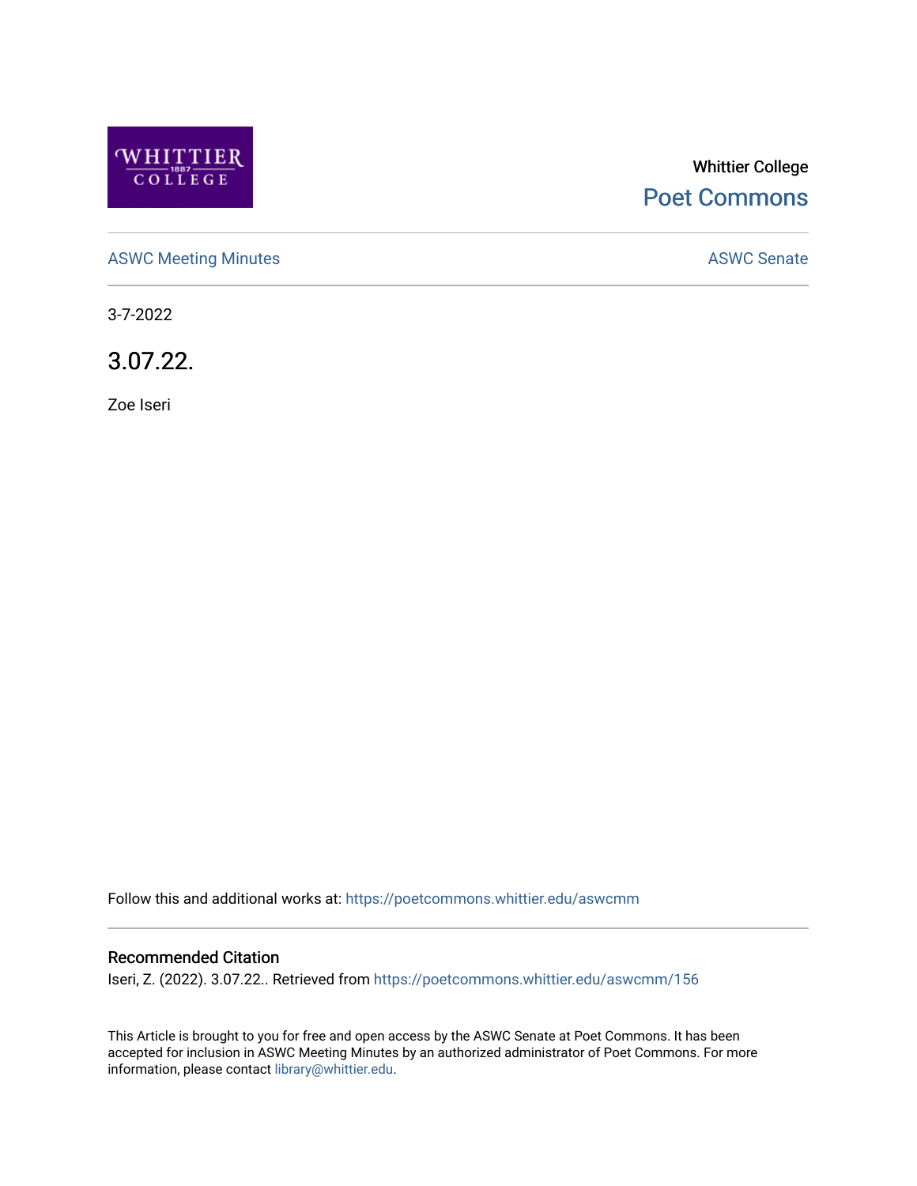Whittier College

Poet Commons

ASWC Meeting Minutes

ASWC Senate

3-7-2022

# 3.07.22.

Zoe Iseri

Follow this and additional works at: https://poetcommons.whittier.edu/aswcmm

## Recommended Citation

Iseri, Z. (2022). 3.07.22.. Retrieved from https://poetcommons.whittier.edu/aswcmm/156

This Article is brought to you for free and open access by the ASWC Senate at Poet Commons. It has been accepted for inclusion in ASWC Meeting Minutes by an authorized administrator of Poet Commons. For more information, please contact library@whittier.edu.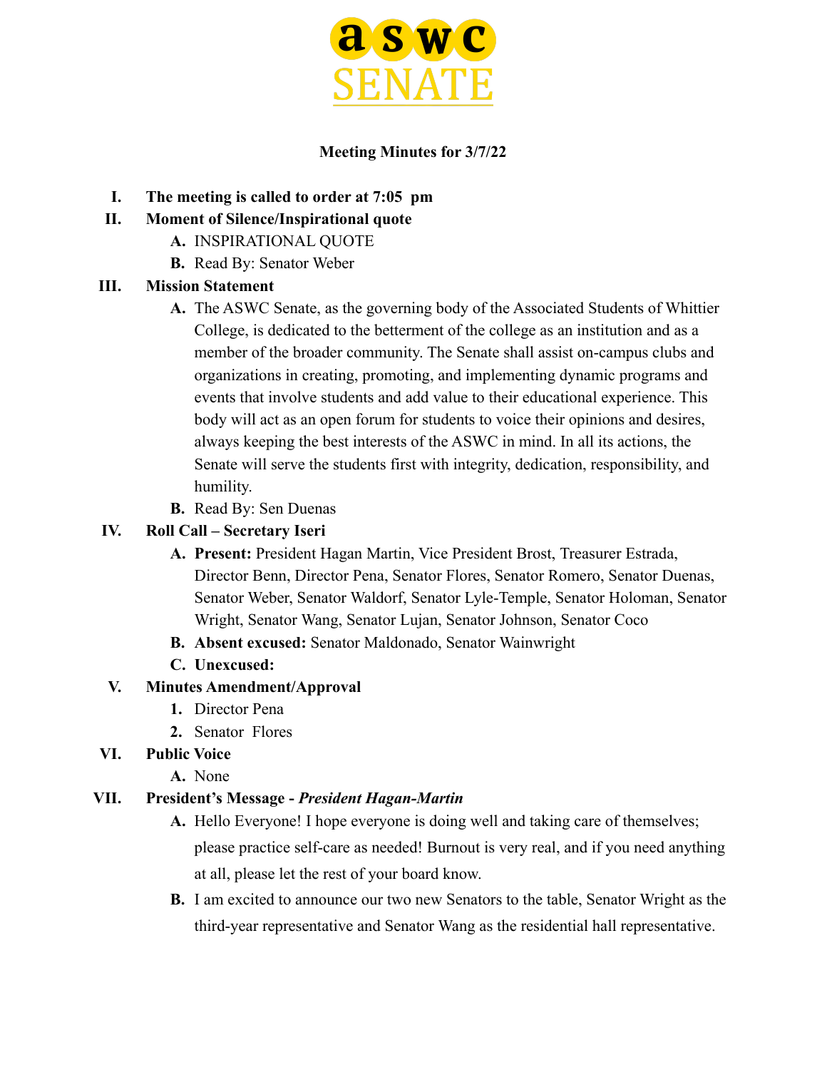# ASWC SENATE

**Meeting Minutes for 3/7/22**

I. **The meeting is called to order at 7:05 pm**

II. **Moment of Silence/Inspirational quote**
   A. INSPIRATIONAL QUOTE
   B. Read By: Senator Weber

III. **Mission Statement**
   A. The ASWC Senate, as the governing body of the Associated Students of Whittier College, is dedicated to the betterment of the college as an institution and as a member of the broader community. The Senate shall assist on-campus clubs and organizations in creating, promoting, and implementing dynamic programs and events that involve students and add value to their educational experience. This body will act as an open forum for students to voice their opinions and desires, always keeping the best interests of the ASWC in mind. In all its actions, the Senate will serve the students first with integrity, dedication, responsibility, and humility.
   B. Read By: Sen Duenas

IV. **Roll Call – Secretary Iseri**
   A. **Present:** President Hagan Martin, Vice President Brost, Treasurer Estrada, Director Benn, Director Pena, Senator Flores, Senator Romero, Senator Duenas, Senator Weber, Senator Waldorf, Senator Lyle-Temple, Senator Holoman, Senator Wright, Senator Wang, Senator Lujan, Senator Johnson, Senator Coco
   B. **Absent excused:** Senator Maldonado, Senator Wainwright
   C. **Unexcused:**

V. **Minutes Amendment/Approval**
   1. Director Pena
   2. Senator Flores

VI. **Public Voice**
   A. None

VII. **President's Message -** ***President Hagan-Martin***
   A. Hello Everyone! I hope everyone is doing well and taking care of themselves; please practice self-care as needed! Burnout is very real, and if you need anything at all, please let the rest of your board know.
   B. I am excited to announce our two new Senators to the table, Senator Wright as the third-year representative and Senator Wang as the residential hall representative.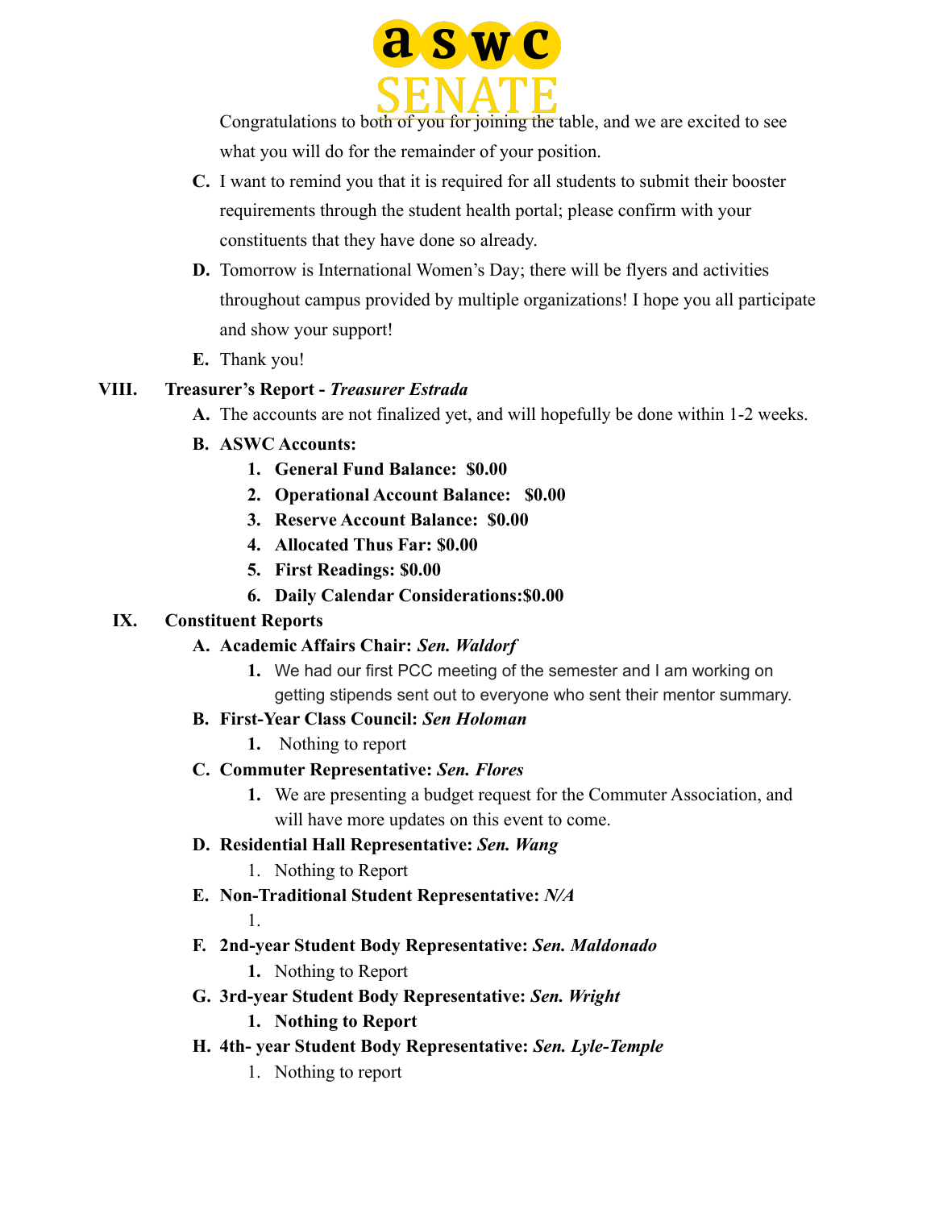Congratulations to both of you for joining the table, and we are excited to see what you will do for the remainder of your position.

C. I want to remind you that it is required for all students to submit their booster requirements through the student health portal; please confirm with your constituents that they have done so already.

D. Tomorrow is International Women's Day; there will be flyers and activities throughout campus provided by multiple organizations! I hope you all participate and show your support!

E. Thank you!

**VIII. Treasurer's Report - *Treasurer Estrada***

A. The accounts are not finalized yet, and will hopefully be done within 1-2 weeks.

**B. ASWC Accounts:**

1. **General Fund Balance: $0.00**
2. **Operational Account Balance: $0.00**
3. **Reserve Account Balance: $0.00**
4. **Allocated Thus Far: $0.00**
5. **First Readings: $0.00**
6. **Daily Calendar Considerations:$0.00**

**IX. Constituent Reports**

**A. Academic Affairs Chair: *Sen. Waldorf***

1. We had our first PCC meeting of the semester and I am working on getting stipends sent out to everyone who sent their mentor summary.

**B. First-Year Class Council: *Sen Holoman***

1. Nothing to report

**C. Commuter Representative: *Sen. Flores***

1. We are presenting a budget request for the Commuter Association, and will have more updates on this event to come.

**D. Residential Hall Representative: *Sen. Wang***

1. Nothing to Report

**E. Non-Traditional Student Representative: *N/A***

1.

**F. 2nd-year Student Body Representative: *Sen. Maldonado***

1. Nothing to Report

**G. 3rd-year Student Body Representative: *Sen. Wright***

1. **Nothing to Report**

**H. 4th- year Student Body Representative: *Sen. Lyle-Temple***

1. Nothing to report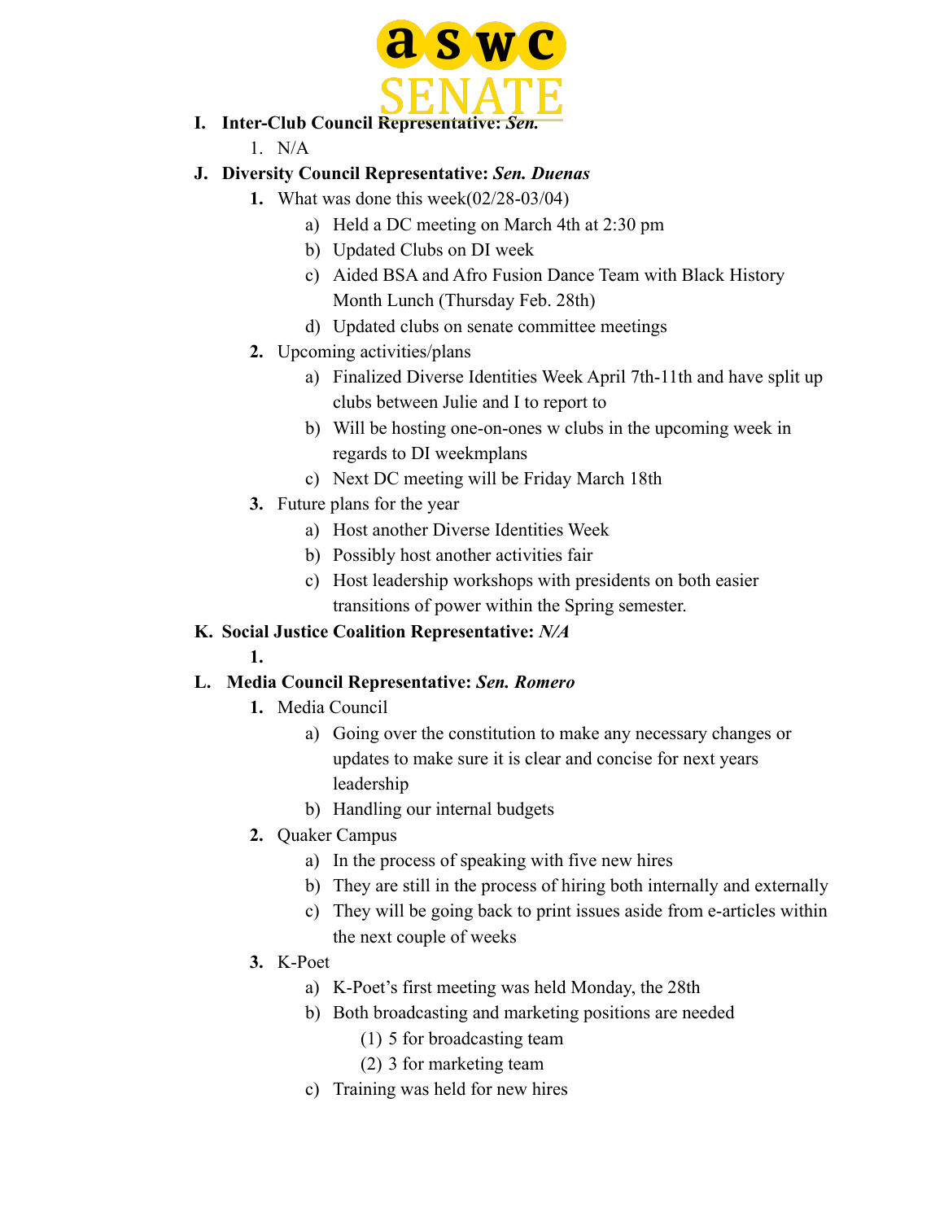**I. Inter-Club Council Representative:** ***Sen.***

1. N/A

**J. Diversity Council Representative:** ***Sen. Duenas***

1. What was done this week(02/28-03/04)
   a) Held a DC meeting on March 4th at 2:30 pm
   b) Updated Clubs on DI week
   c) Aided BSA and Afro Fusion Dance Team with Black History Month Lunch (Thursday Feb. 28th)
   d) Updated clubs on senate committee meetings
2. Upcoming activities/plans
   a) Finalized Diverse Identities Week April 7th-11th and have split up clubs between Julie and I to report to
   b) Will be hosting one-on-ones w clubs in the upcoming week in regards to DI weekmplans
   c) Next DC meeting will be Friday March 18th
3. Future plans for the year
   a) Host another Diverse Identities Week
   b) Possibly host another activities fair
   c) Host leadership workshops with presidents on both easier transitions of power within the Spring semester.

**K. Social Justice Coalition Representative:** ***N/A***

1.

**L. Media Council Representative:** ***Sen. Romero***

1. Media Council
   a) Going over the constitution to make any necessary changes or updates to make sure it is clear and concise for next years leadership
   b) Handling our internal budgets
2. Quaker Campus
   a) In the process of speaking with five new hires
   b) They are still in the process of hiring both internally and externally
   c) They will be going back to print issues aside from e-articles within the next couple of weeks
3. K-Poet
   a) K-Poet's first meeting was held Monday, the 28th
   b) Both broadcasting and marketing positions are needed
      (1) 5 for broadcasting team
      (2) 3 for marketing team
   c) Training was held for new hires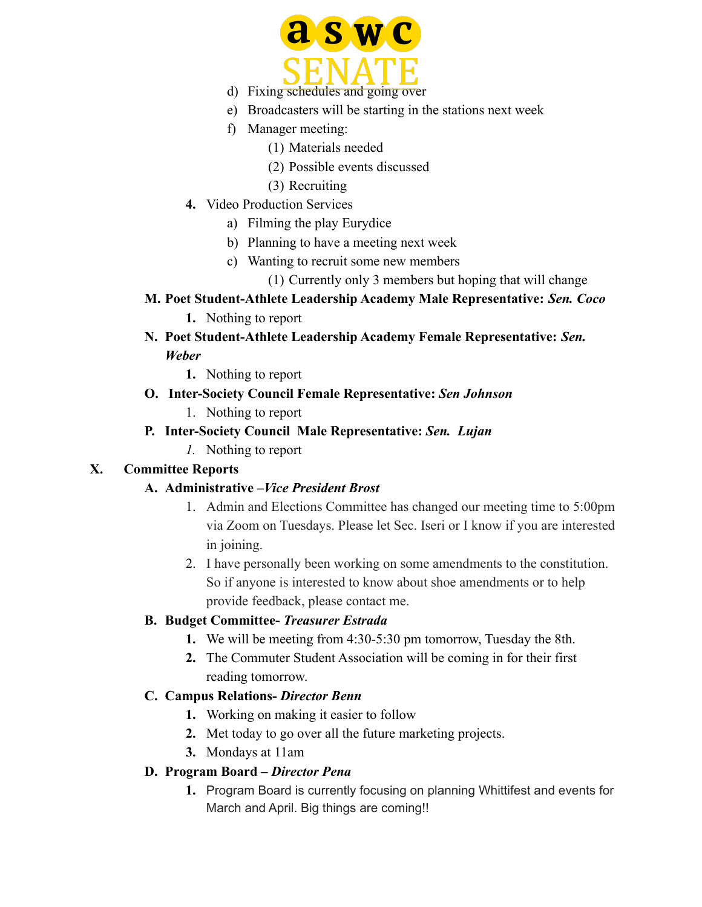d) Fixing schedules and going over

e) Broadcasters will be starting in the stations next week

f) Manager meeting:

(1) Materials needed

(2) Possible events discussed

(3) Recruiting

**4.** Video Production Services

a) Filming the play Eurydice

b) Planning to have a meeting next week

c) Wanting to recruit some new members

(1) Currently only 3 members but hoping that will change

**M. Poet Student-Athlete Leadership Academy Male Representative: *Sen. Coco***

**1.** Nothing to report

**N. Poet Student-Athlete Leadership Academy Female Representative: *Sen. Weber***

**1.** Nothing to report

**O. Inter-Society Council Female Representative: *Sen Johnson***

1. Nothing to report

**P. Inter-Society Council Male Representative: *Sen. Lujan***

*1.* Nothing to report

## X. Committee Reports

**A. Administrative –*Vice President Brost***

1. Admin and Elections Committee has changed our meeting time to 5:00pm via Zoom on Tuesdays. Please let Sec. Iseri or I know if you are interested in joining.
2. I have personally been working on some amendments to the constitution. So if anyone is interested to know about shoe amendments or to help provide feedback, please contact me.

**B. Budget Committee- *Treasurer Estrada***

1. We will be meeting from 4:30-5:30 pm tomorrow, Tuesday the 8th.
2. The Commuter Student Association will be coming in for their first reading tomorrow.

**C. Campus Relations- *Director Benn***

1. Working on making it easier to follow
2. Met today to go over all the future marketing projects.
3. Mondays at 11am

**D. Program Board – *Director Pena***

1. Program Board is currently focusing on planning Whittifest and events for March and April. Big things are coming!!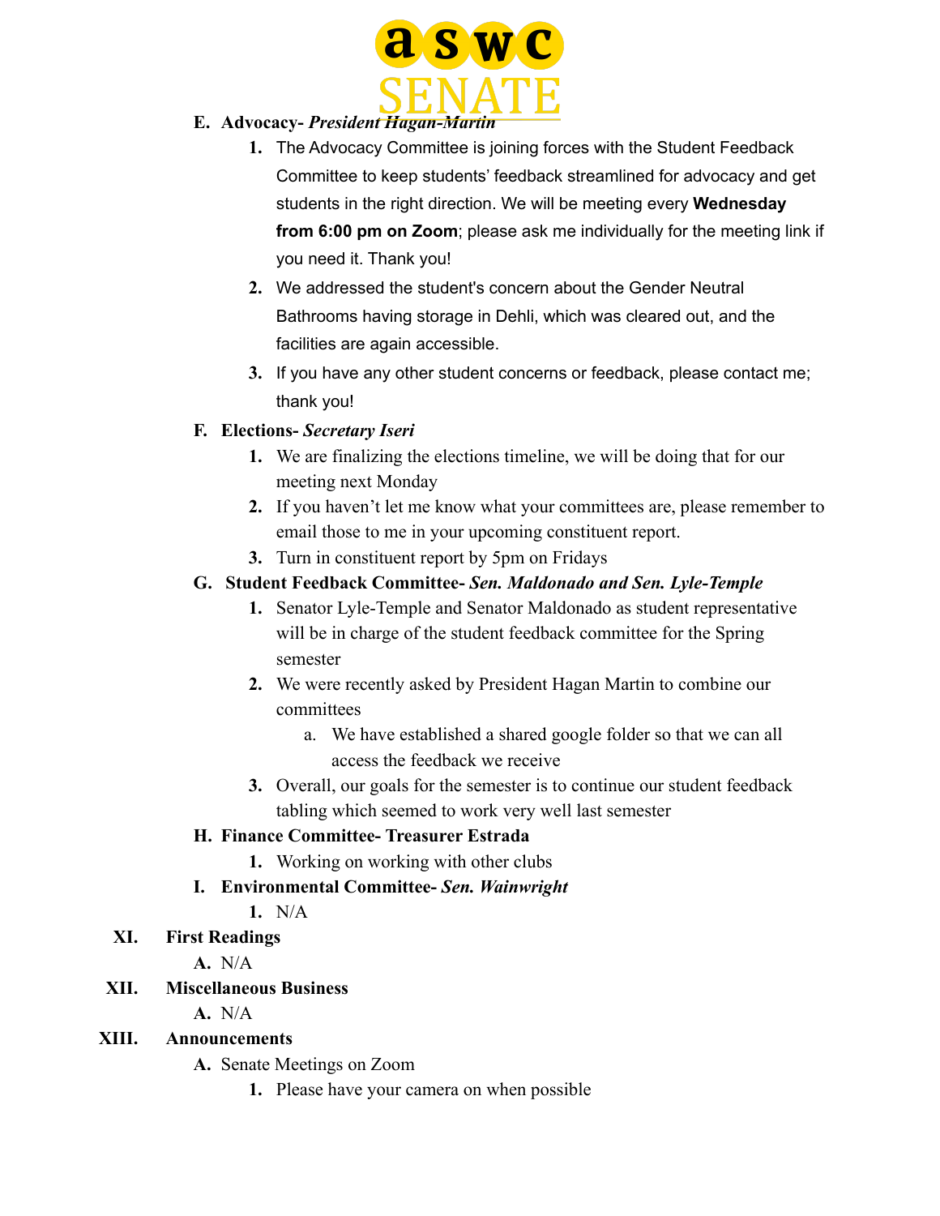E. **Advocacy-** ***President Hagan-Martin***
   1. The Advocacy Committee is joining forces with the Student Feedback Committee to keep students' feedback streamlined for advocacy and get students in the right direction. We will be meeting every **Wednesday from 6:00 pm on Zoom**; please ask me individually for the meeting link if you need it. Thank you!
   2. We addressed the student's concern about the Gender Neutral Bathrooms having storage in Dehli, which was cleared out, and the facilities are again accessible.
   3. If you have any other student concerns or feedback, please contact me; thank you!

F. **Elections-** ***Secretary Iseri***
   1. We are finalizing the elections timeline, we will be doing that for our meeting next Monday
   2. If you haven't let me know what your committees are, please remember to email those to me in your upcoming constituent report.
   3. Turn in constituent report by 5pm on Fridays

G. **Student Feedback Committee-** ***Sen. Maldonado and Sen. Lyle-Temple***
   1. Senator Lyle-Temple and Senator Maldonado as student representative will be in charge of the student feedback committee for the Spring semester
   2. We were recently asked by President Hagan Martin to combine our committees
      a. We have established a shared google folder so that we can all access the feedback we receive
   3. Overall, our goals for the semester is to continue our student feedback tabling which seemed to work very well last semester

H. **Finance Committee- Treasurer Estrada**
   1. Working on working with other clubs

I. **Environmental Committee-** ***Sen. Wainwright***
   1. N/A

XI. **First Readings**
   A. N/A

XII. **Miscellaneous Business**
   A. N/A

XIII. **Announcements**
   A. Senate Meetings on Zoom
      1. Please have your camera on when possible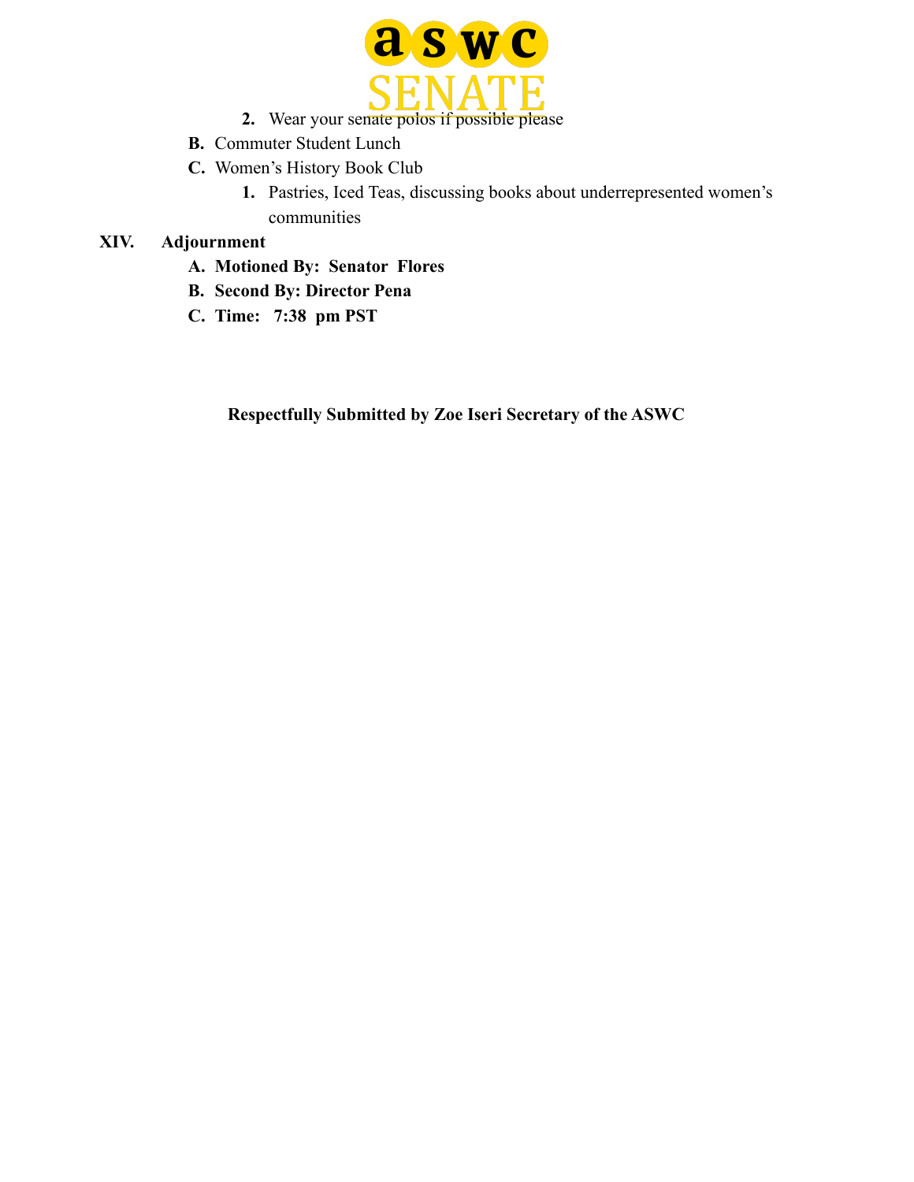2. Wear your senate polos if possible please

B. Commuter Student Lunch

C. Women's History Book Club

   1. Pastries, Iced Teas, discussing books about underrepresented women's communities

**XIV. Adjournment**

**A. Motioned By: Senator Flores**

**B. Second By: Director Pena**

**C. Time: 7:38 pm PST**

**Respectfully Submitted by Zoe Iseri Secretary of the ASWC**